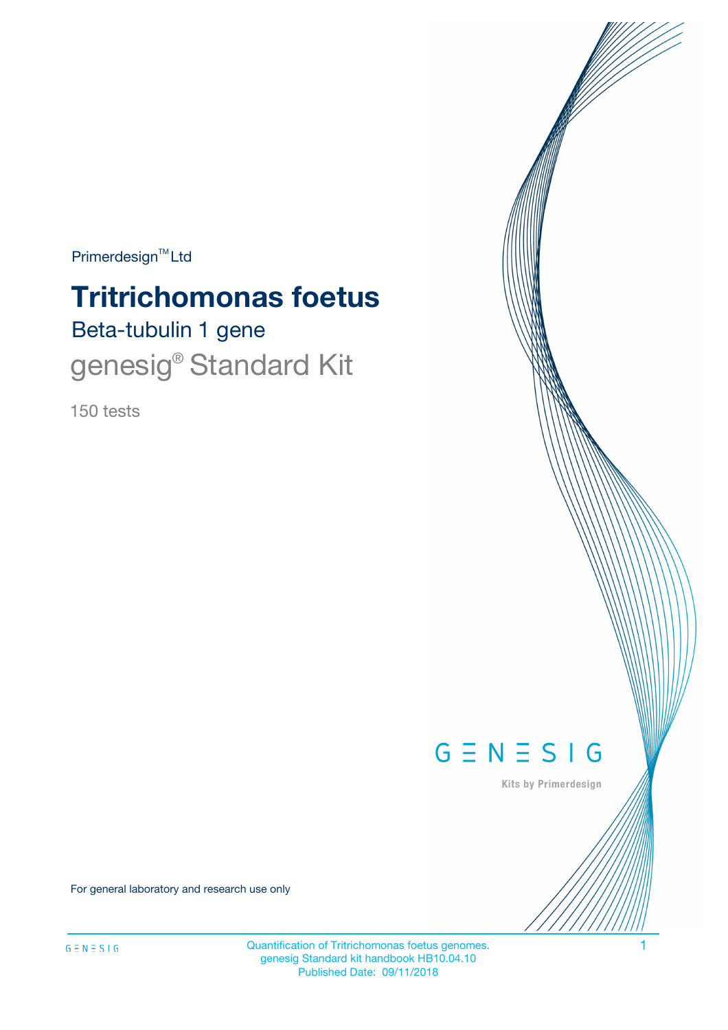Primerdesign™ Ltd

# Tritrichomonas foetus

## Beta-tubulin 1 gene

## genesig® Standard Kit

150 tests

GENESIG

Kits by Primerdesign

For general laboratory and research use only

Quantification of Tritrichomonas foetus genomes.
genesig Standard kit handbook HB10.04.10
Published Date: 09/11/2018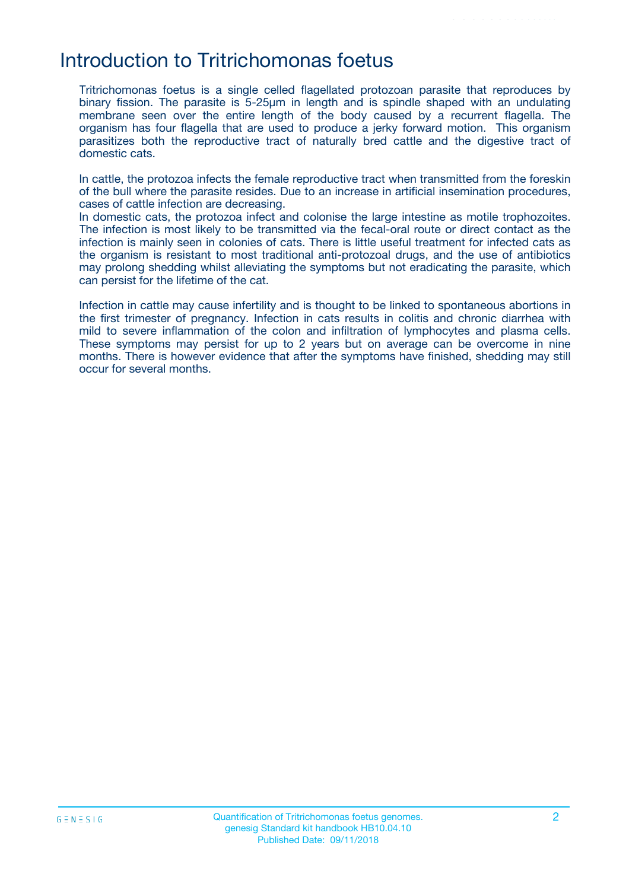# Introduction to Tritrichomonas foetus

Tritrichomonas foetus is a single celled flagellated protozoan parasite that reproduces by binary fission. The parasite is 5-25µm in length and is spindle shaped with an undulating membrane seen over the entire length of the body caused by a recurrent flagella. The organism has four flagella that are used to produce a jerky forward motion. This organism parasitizes both the reproductive tract of naturally bred cattle and the digestive tract of domestic cats.

In cattle, the protozoa infects the female reproductive tract when transmitted from the foreskin of the bull where the parasite resides. Due to an increase in artificial insemination procedures, cases of cattle infection are decreasing.
In domestic cats, the protozoa infect and colonise the large intestine as motile trophozoites. The infection is most likely to be transmitted via the fecal-oral route or direct contact as the infection is mainly seen in colonies of cats. There is little useful treatment for infected cats as the organism is resistant to most traditional anti-protozoal drugs, and the use of antibiotics may prolong shedding whilst alleviating the symptoms but not eradicating the parasite, which can persist for the lifetime of the cat.

Infection in cattle may cause infertility and is thought to be linked to spontaneous abortions in the first trimester of pregnancy. Infection in cats results in colitis and chronic diarrhea with mild to severe inflammation of the colon and infiltration of lymphocytes and plasma cells. These symptoms may persist for up to 2 years but on average can be overcome in nine months. There is however evidence that after the symptoms have finished, shedding may still occur for several months.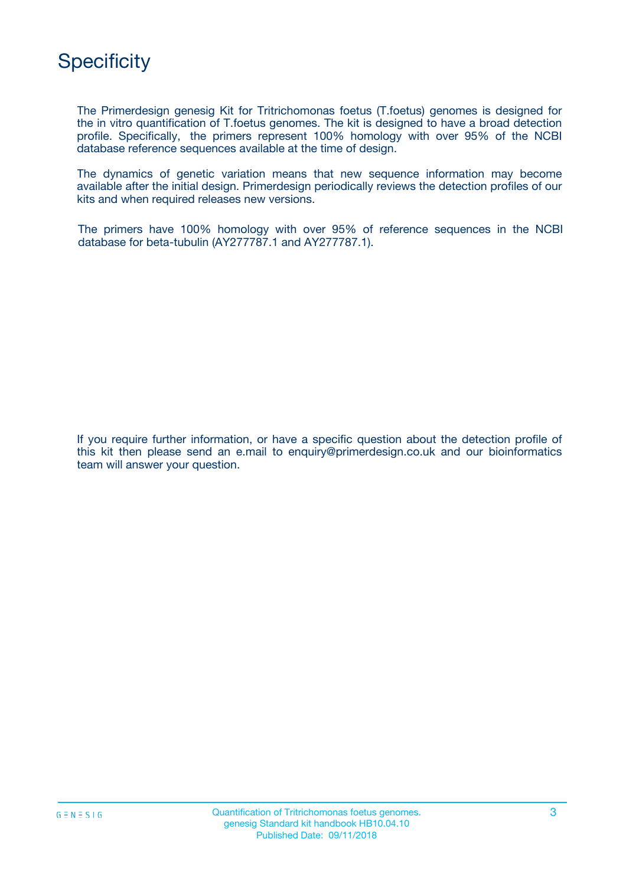# Specificity

The Primerdesign genesig Kit for Tritrichomonas foetus (T.foetus) genomes is designed for the in vitro quantification of T.foetus genomes. The kit is designed to have a broad detection profile. Specifically, the primers represent 100% homology with over 95% of the NCBI database reference sequences available at the time of design.

The dynamics of genetic variation means that new sequence information may become available after the initial design. Primerdesign periodically reviews the detection profiles of our kits and when required releases new versions.

The primers have 100% homology with over 95% of reference sequences in the NCBI database for beta-tubulin (AY277787.1 and AY277787.1).

If you require further information, or have a specific question about the detection profile of this kit then please send an e.mail to enquiry@primerdesign.co.uk and our bioinformatics team will answer your question.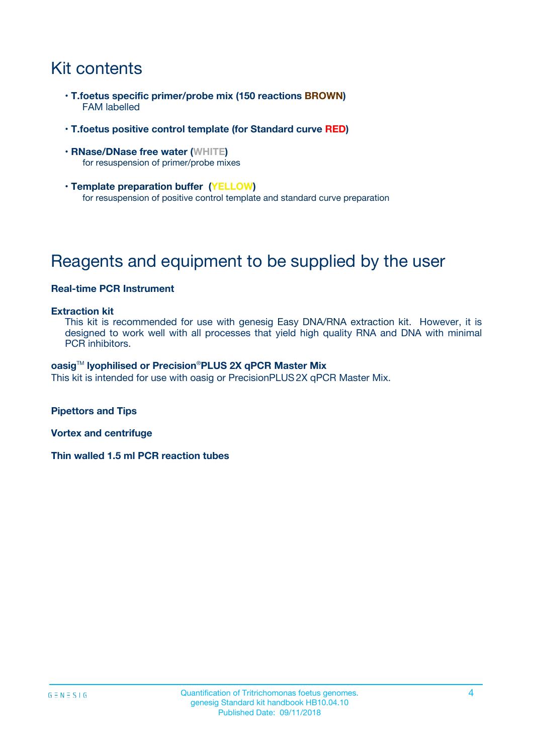# Kit contents

- **T.foetus specific primer/probe mix (150 reactions BROWN)**
  FAM labelled
- **T.foetus positive control template (for Standard curve RED)**
- **RNase/DNase free water (WHITE)**
  for resuspension of primer/probe mixes
- **Template preparation buffer (YELLOW)**
  for resuspension of positive control template and standard curve preparation

# Reagents and equipment to be supplied by the user

**Real-time PCR Instrument**

**Extraction kit**
This kit is recommended for use with genesig Easy DNA/RNA extraction kit. However, it is designed to work well with all processes that yield high quality RNA and DNA with minimal PCR inhibitors.

**oasig™ lyophilised or Precision®PLUS 2X qPCR Master Mix**
This kit is intended for use with oasig or PrecisionPLUS 2X qPCR Master Mix.

**Pipettors and Tips**

**Vortex and centrifuge**

**Thin walled 1.5 ml PCR reaction tubes**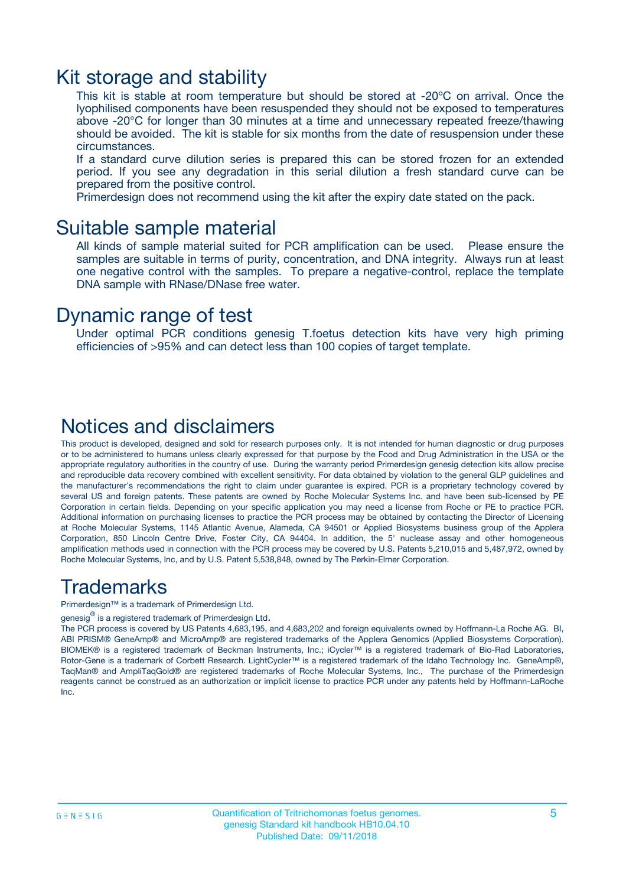# Kit storage and stability

This kit is stable at room temperature but should be stored at -20ºC on arrival. Once the lyophilised components have been resuspended they should not be exposed to temperatures above -20°C for longer than 30 minutes at a time and unnecessary repeated freeze/thawing should be avoided. The kit is stable for six months from the date of resuspension under these circumstances.

If a standard curve dilution series is prepared this can be stored frozen for an extended period. If you see any degradation in this serial dilution a fresh standard curve can be prepared from the positive control.

Primerdesign does not recommend using the kit after the expiry date stated on the pack.

# Suitable sample material

All kinds of sample material suited for PCR amplification can be used. Please ensure the samples are suitable in terms of purity, concentration, and DNA integrity. Always run at least one negative control with the samples. To prepare a negative-control, replace the template DNA sample with RNase/DNase free water.

# Dynamic range of test

Under optimal PCR conditions genesig T.foetus detection kits have very high priming efficiencies of >95% and can detect less than 100 copies of target template.

# Notices and disclaimers

This product is developed, designed and sold for research purposes only. It is not intended for human diagnostic or drug purposes or to be administered to humans unless clearly expressed for that purpose by the Food and Drug Administration in the USA or the appropriate regulatory authorities in the country of use. During the warranty period Primerdesign genesig detection kits allow precise and reproducible data recovery combined with excellent sensitivity. For data obtained by violation to the general GLP guidelines and the manufacturer's recommendations the right to claim under guarantee is expired. PCR is a proprietary technology covered by several US and foreign patents. These patents are owned by Roche Molecular Systems Inc. and have been sub-licensed by PE Corporation in certain fields. Depending on your specific application you may need a license from Roche or PE to practice PCR. Additional information on purchasing licenses to practice the PCR process may be obtained by contacting the Director of Licensing at Roche Molecular Systems, 1145 Atlantic Avenue, Alameda, CA 94501 or Applied Biosystems business group of the Applera Corporation, 850 Lincoln Centre Drive, Foster City, CA 94404. In addition, the 5' nuclease assay and other homogeneous amplification methods used in connection with the PCR process may be covered by U.S. Patents 5,210,015 and 5,487,972, owned by Roche Molecular Systems, Inc, and by U.S. Patent 5,538,848, owned by The Perkin-Elmer Corporation.

# Trademarks

Primerdesign™ is a trademark of Primerdesign Ltd.

genesig® is a registered trademark of Primerdesign Ltd.

The PCR process is covered by US Patents 4,683,195, and 4,683,202 and foreign equivalents owned by Hoffmann-La Roche AG. BI, ABI PRISM® GeneAmp® and MicroAmp® are registered trademarks of the Applera Genomics (Applied Biosystems Corporation). BIOMEK® is a registered trademark of Beckman Instruments, Inc.; iCycler™ is a registered trademark of Bio-Rad Laboratories, Rotor-Gene is a trademark of Corbett Research. LightCycler™ is a registered trademark of the Idaho Technology Inc. GeneAmp®, TaqMan® and AmpliTaqGold® are registered trademarks of Roche Molecular Systems, Inc., The purchase of the Primerdesign reagents cannot be construed as an authorization or implicit license to practice PCR under any patents held by Hoffmann-LaRoche Inc.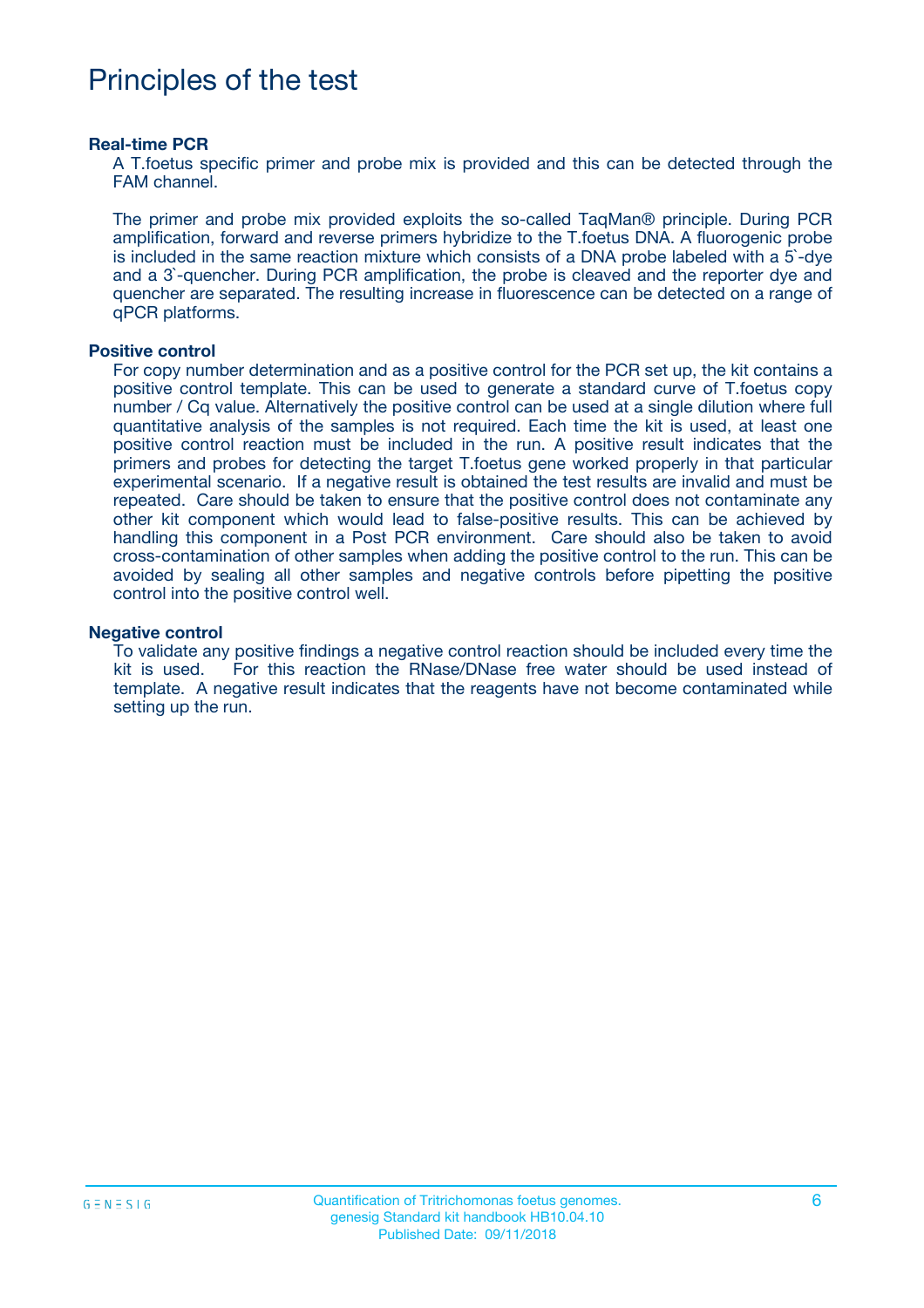# Principles of the test

### Real-time PCR

A T.foetus specific primer and probe mix is provided and this can be detected through the FAM channel.

The primer and probe mix provided exploits the so-called TaqMan® principle. During PCR amplification, forward and reverse primers hybridize to the T.foetus DNA. A fluorogenic probe is included in the same reaction mixture which consists of a DNA probe labeled with a 5`-dye and a 3`-quencher. During PCR amplification, the probe is cleaved and the reporter dye and quencher are separated. The resulting increase in fluorescence can be detected on a range of qPCR platforms.

### Positive control

For copy number determination and as a positive control for the PCR set up, the kit contains a positive control template. This can be used to generate a standard curve of T.foetus copy number / Cq value. Alternatively the positive control can be used at a single dilution where full quantitative analysis of the samples is not required. Each time the kit is used, at least one positive control reaction must be included in the run. A positive result indicates that the primers and probes for detecting the target T.foetus gene worked properly in that particular experimental scenario. If a negative result is obtained the test results are invalid and must be repeated. Care should be taken to ensure that the positive control does not contaminate any other kit component which would lead to false-positive results. This can be achieved by handling this component in a Post PCR environment. Care should also be taken to avoid cross-contamination of other samples when adding the positive control to the run. This can be avoided by sealing all other samples and negative controls before pipetting the positive control into the positive control well.

### Negative control

To validate any positive findings a negative control reaction should be included every time the kit is used. For this reaction the RNase/DNase free water should be used instead of template. A negative result indicates that the reagents have not become contaminated while setting up the run.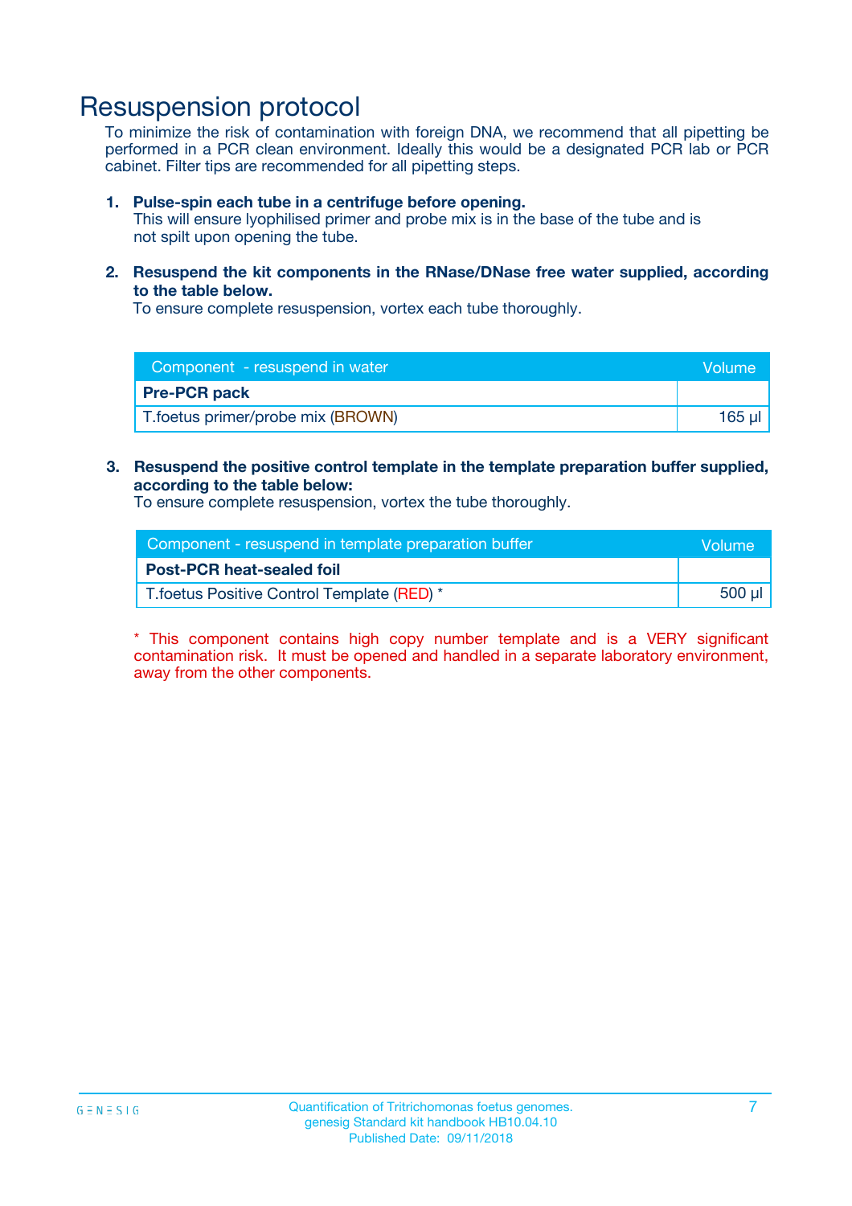# Resuspension protocol

To minimize the risk of contamination with foreign DNA, we recommend that all pipetting be performed in a PCR clean environment. Ideally this would be a designated PCR lab or PCR cabinet. Filter tips are recommended for all pipetting steps.

1. **Pulse-spin each tube in a centrifuge before opening.**
   This will ensure lyophilised primer and probe mix is in the base of the tube and is not spilt upon opening the tube.

2. **Resuspend the kit components in the RNase/DNase free water supplied, according to the table below.**
   To ensure complete resuspension, vortex each tube thoroughly.

| Component - resuspend in water | Volume |
|---|---|
| **Pre-PCR pack** | |
| T.foetus primer/probe mix (BROWN) | 165 µl |

3. **Resuspend the positive control template in the template preparation buffer supplied, according to the table below:**
   To ensure complete resuspension, vortex the tube thoroughly.

| Component - resuspend in template preparation buffer | Volume |
|---|---|
| **Post-PCR heat-sealed foil** | |
| T.foetus Positive Control Template (RED) * | 500 µl |

* This component contains high copy number template and is a VERY significant contamination risk. It must be opened and handled in a separate laboratory environment, away from the other components.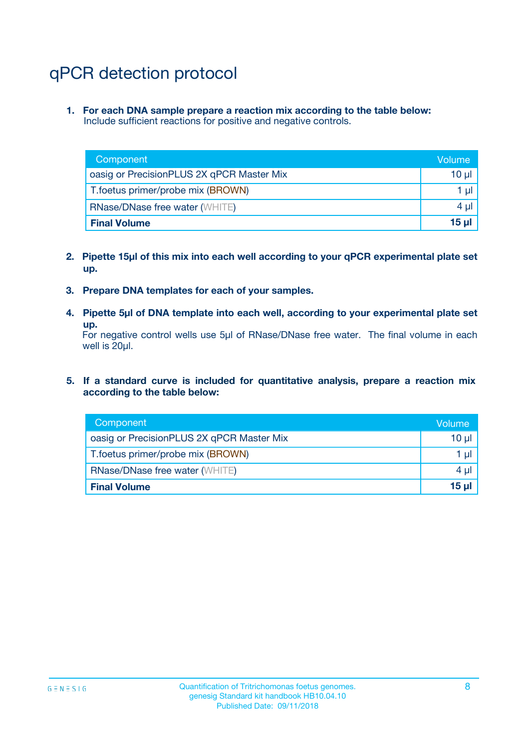# qPCR detection protocol

1. **For each DNA sample prepare a reaction mix according to the table below:**
   Include sufficient reactions for positive and negative controls.

| Component | Volume |
|---|---|
| oasig or PrecisionPLUS 2X qPCR Master Mix | 10 µl |
| T.foetus primer/probe mix (BROWN) | 1 µl |
| RNase/DNase free water (WHITE) | 4 µl |
| **Final Volume** | **15 µl** |

2. **Pipette 15µl of this mix into each well according to your qPCR experimental plate set up.**

3. **Prepare DNA templates for each of your samples.**

4. **Pipette 5µl of DNA template into each well, according to your experimental plate set up.**
   For negative control wells use 5µl of RNase/DNase free water. The final volume in each well is 20µl.

5. **If a standard curve is included for quantitative analysis, prepare a reaction mix according to the table below:**

| Component | Volume |
|---|---|
| oasig or PrecisionPLUS 2X qPCR Master Mix | 10 µl |
| T.foetus primer/probe mix (BROWN) | 1 µl |
| RNase/DNase free water (WHITE) | 4 µl |
| **Final Volume** | **15 µl** |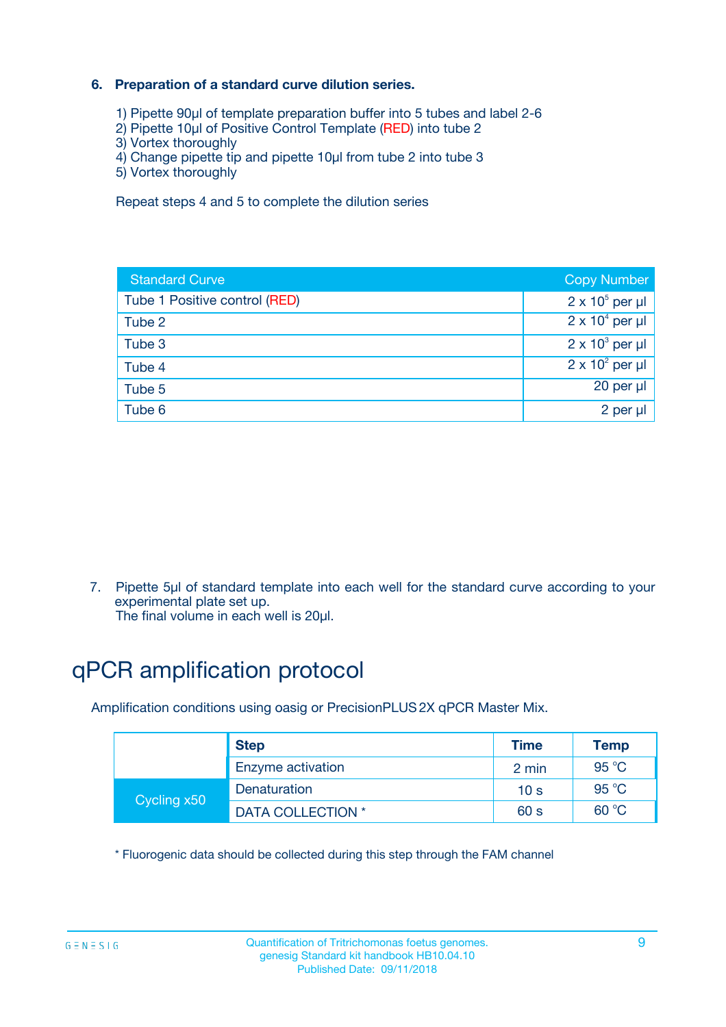## 6. Preparation of a standard curve dilution series.

1) Pipette 90µl of template preparation buffer into 5 tubes and label 2-6
2) Pipette 10µl of Positive Control Template (RED) into tube 2
3) Vortex thoroughly
4) Change pipette tip and pipette 10µl from tube 2 into tube 3
5) Vortex thoroughly

Repeat steps 4 and 5 to complete the dilution series

| Standard Curve | Copy Number |
|---|---|
| Tube 1 Positive control (RED) | $2 \times 10^5$ per µl |
| Tube 2 | $2 \times 10^4$ per µl |
| Tube 3 | $2 \times 10^3$ per µl |
| Tube 4 | $2 \times 10^2$ per µl |
| Tube 5 | 20 per µl |
| Tube 6 | 2 per µl |

7. Pipette 5µl of standard template into each well for the standard curve according to your experimental plate set up.
   The final volume in each well is 20µl.

# qPCR amplification protocol

Amplification conditions using oasig or PrecisionPLUS 2X qPCR Master Mix.

| | Step | Time | Temp |
|---|---|---|---|
| | Enzyme activation | 2 min | 95 °C |
| Cycling x50 | Denaturation | 10 s | 95 °C |
| | DATA COLLECTION * | 60 s | 60 °C |

* Fluorogenic data should be collected during this step through the FAM channel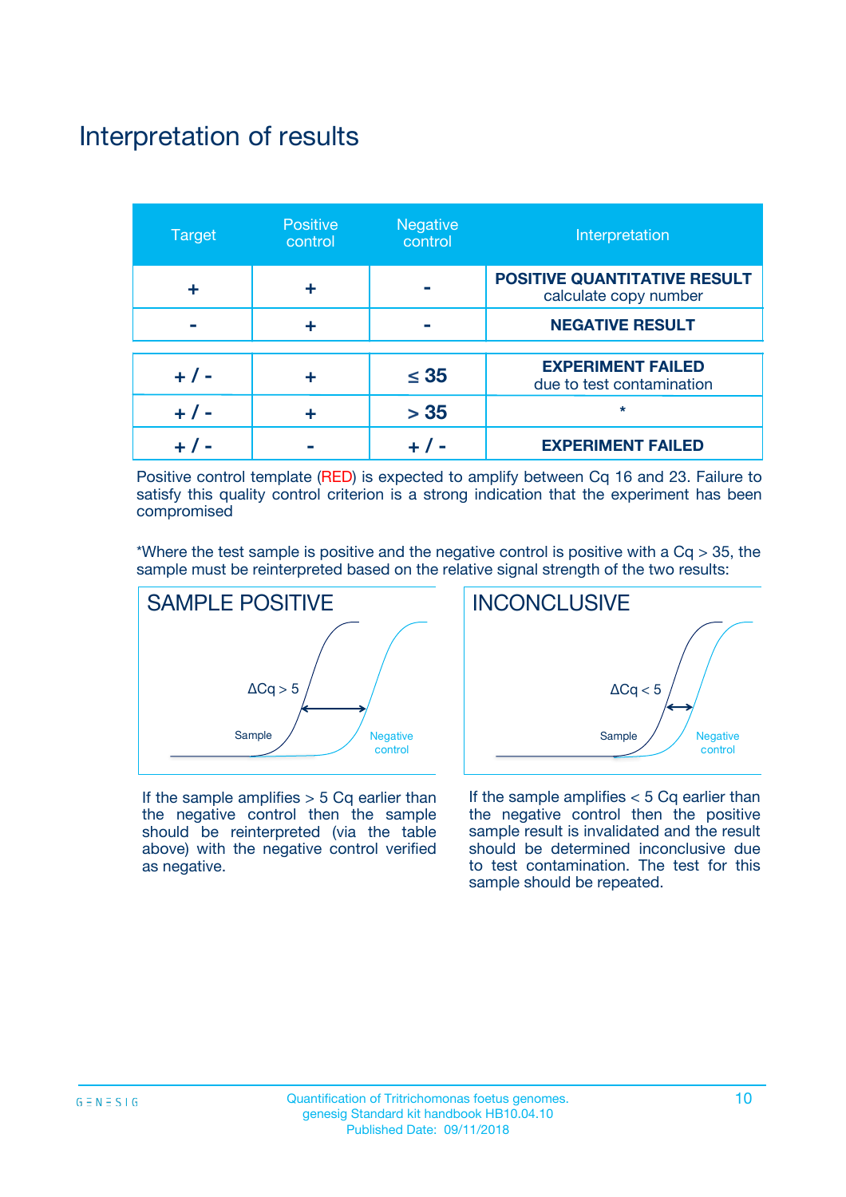# Interpretation of results

| Target | Positive control | Negative control | Interpretation |
|---|---|---|---|
| + | + | - | **POSITIVE QUANTITATIVE RESULT** calculate copy number |
| - | + | - | **NEGATIVE RESULT** |
| + / - | + | ≤ 35 | **EXPERIMENT FAILED** due to test contamination |
| + / - | + | > 35 | * |
| + / - | - | + / - | **EXPERIMENT FAILED** |

Positive control template (RED) is expected to amplify between Cq 16 and 23. Failure to satisfy this quality control criterion is a strong indication that the experiment has been compromised

*Where the test sample is positive and the negative control is positive with a Cq > 35, the sample must be reinterpreted based on the relative signal strength of the two results:

SAMPLE POSITIVE

ΔCq > 5

Sample

Negative control

If the sample amplifies > 5 Cq earlier than the negative control then the sample should be reinterpreted (via the table above) with the negative control verified as negative.

INCONCLUSIVE

ΔCq < 5

Sample

Negative control

If the sample amplifies < 5 Cq earlier than the negative control then the positive sample result is invalidated and the result should be determined inconclusive due to test contamination. The test for this sample should be repeated.